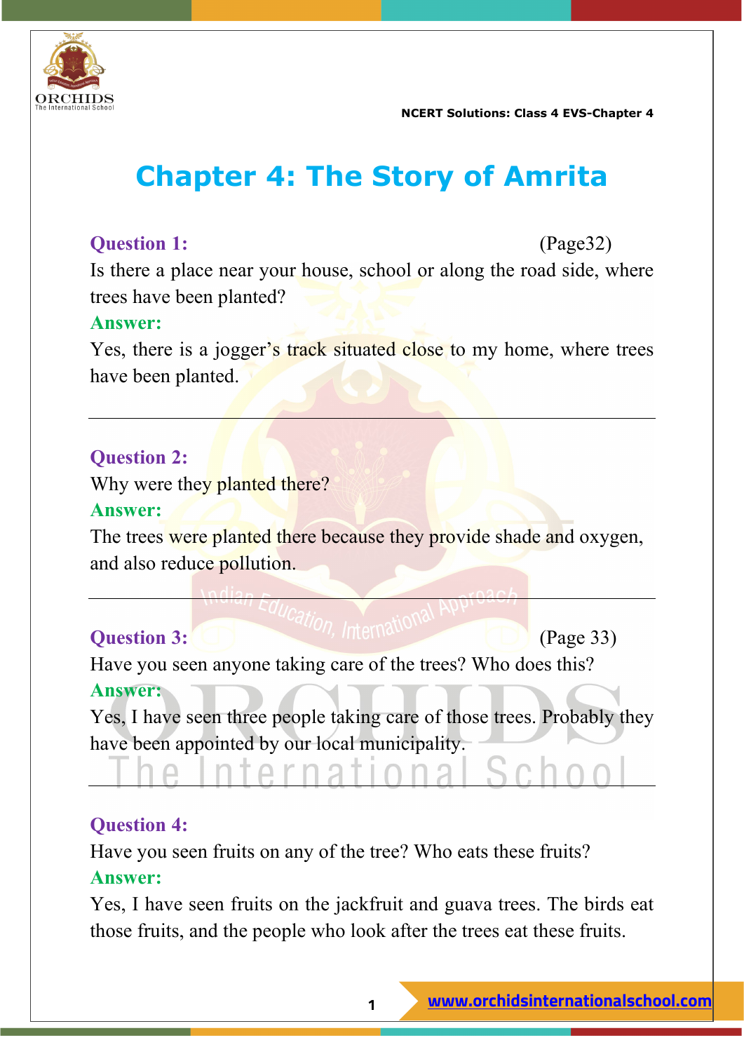# Chapter 4: The Story of Amrita

**Question 1:** (Page32)

Is there a place near your house, school or along the road side, where trees have been planted?

**Answer:**

Yes, there is a jogger's track situated close to my home, where trees have been planted.

---

**Question 2:**

Why were they planted there?

**Answer:**

The trees were planted there because they provide shade and oxygen, and also reduce pollution.

---

**Question 3:** (Page 33)

Have you seen anyone taking care of the trees? Who does this?

**Answer:**

Yes, I have seen three people taking care of those trees. Probably they have been appointed by our local municipality.

---

**Question 4:**

Have you seen fruits on any of the tree? Who eats these fruits?

**Answer:**

Yes, I have seen fruits on the jackfruit and guava trees. The birds eat those fruits, and the people who look after the trees eat these fruits.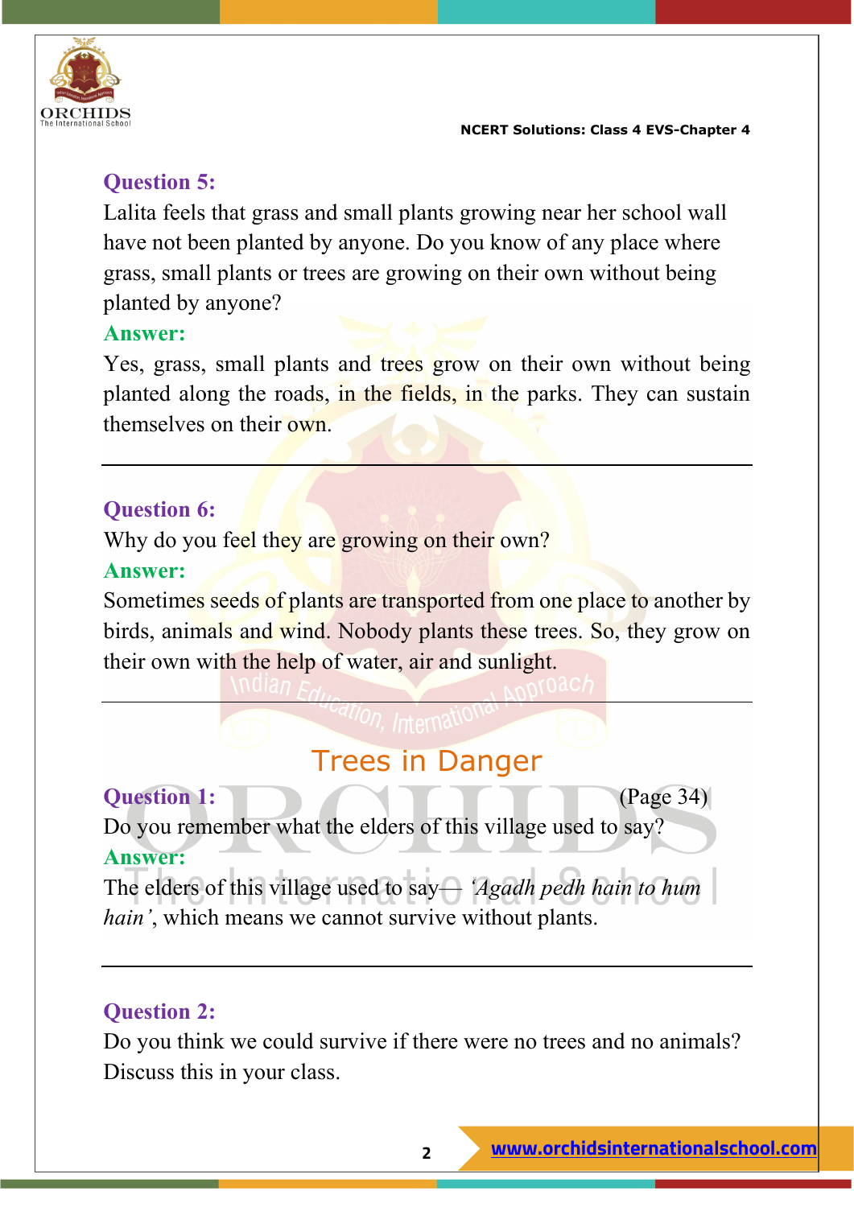**Question 5:**

Lalita feels that grass and small plants growing near her school wall have not been planted by anyone. Do you know of any place where grass, small plants or trees are growing on their own without being planted by anyone?

**Answer:**

Yes, grass, small plants and trees grow on their own without being planted along the roads, in the fields, in the parks. They can sustain themselves on their own.

---

**Question 6:**

Why do you feel they are growing on their own?

**Answer:**

Sometimes seeds of plants are transported from one place to another by birds, animals and wind. Nobody plants these trees. So, they grow on their own with the help of water, air and sunlight.

---

## Trees in Danger

**Question 1:** (Page 34)

Do you remember what the elders of this village used to say?

**Answer:**

The elders of this village used to say— *'Agadh pedh hain to hum hain'*, which means we cannot survive without plants.

---

**Question 2:**

Do you think we could survive if there were no trees and no animals? Discuss this in your class.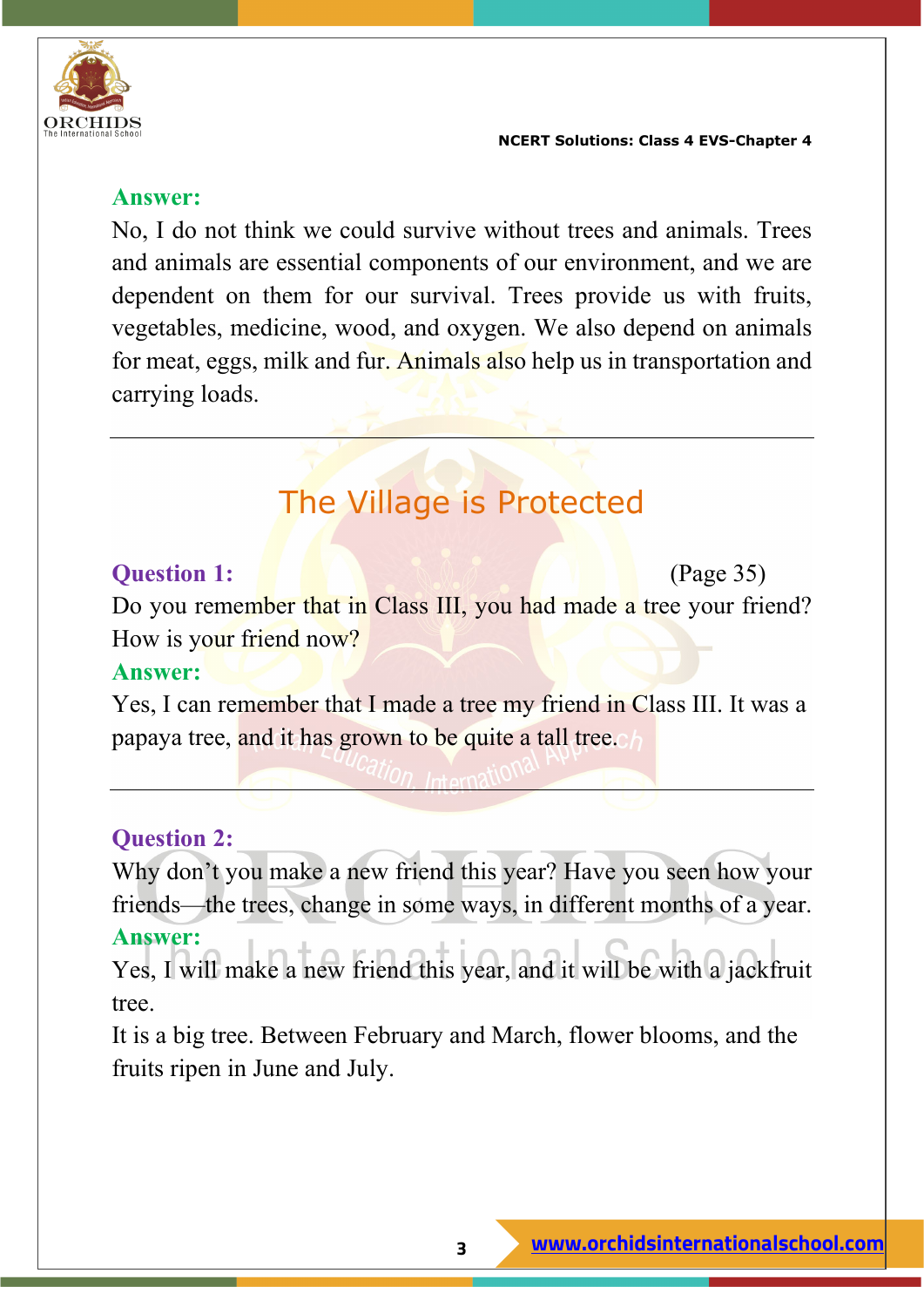**Answer:**

No, I do not think we could survive without trees and animals. Trees and animals are essential components of our environment, and we are dependent on them for our survival. Trees provide us with fruits, vegetables, medicine, wood, and oxygen. We also depend on animals for meat, eggs, milk and fur. Animals also help us in transportation and carrying loads.

---

## The Village is Protected

**Question 1:** (Page 35)

Do you remember that in Class III, you had made a tree your friend? How is your friend now?

**Answer:**

Yes, I can remember that I made a tree my friend in Class III. It was a papaya tree, and it has grown to be quite a tall tree.

---

**Question 2:**

Why don't you make a new friend this year? Have you seen how your friends—the trees, change in some ways, in different months of a year.

**Answer:**

Yes, I will make a new friend this year, and it will be with a jackfruit tree.

It is a big tree. Between February and March, flower blooms, and the fruits ripen in June and July.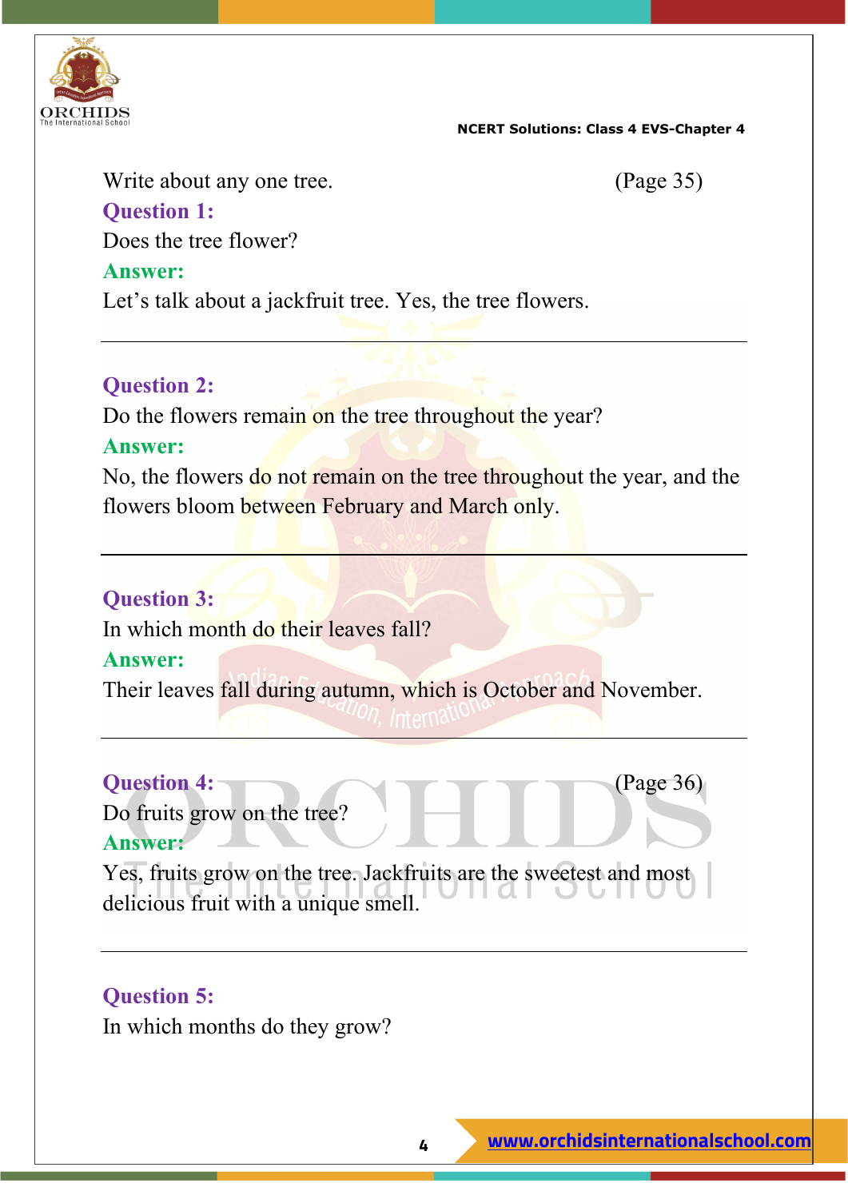Write about any one tree. (Page 35)

**Question 1:**

Does the tree flower?

**Answer:**

Let's talk about a jackfruit tree. Yes, the tree flowers.

---

**Question 2:**

Do the flowers remain on the tree throughout the year?

**Answer:**

No, the flowers do not remain on the tree throughout the year, and the flowers bloom between February and March only.

---

**Question 3:**

In which month do their leaves fall?

**Answer:**

Their leaves fall during autumn, which is October and November.

---

**Question 4:** (Page 36)

Do fruits grow on the tree?

**Answer:**

Yes, fruits grow on the tree. Jackfruits are the sweetest and most delicious fruit with a unique smell.

---

**Question 5:**

In which months do they grow?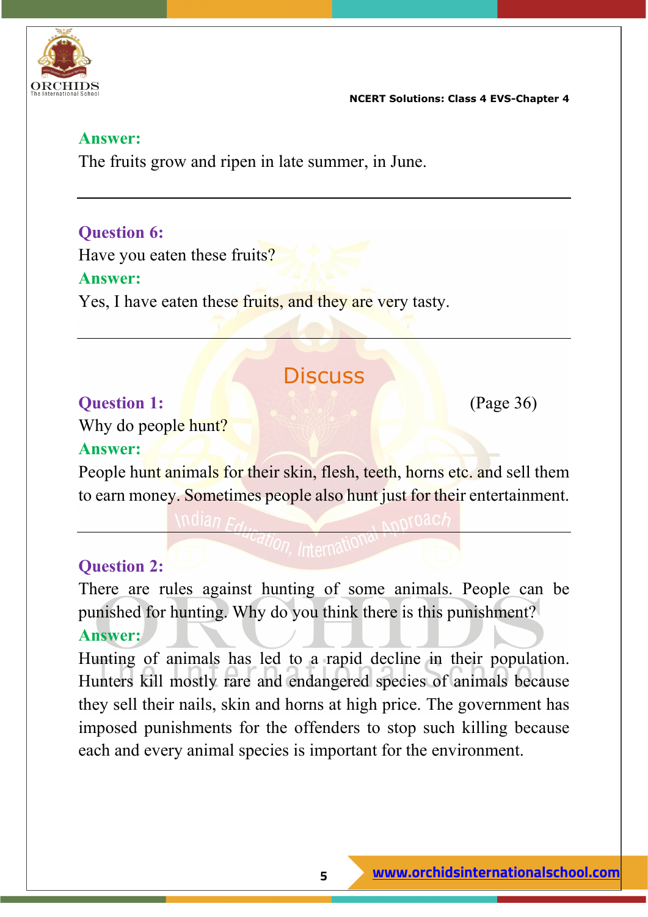**Answer:**

The fruits grow and ripen in late summer, in June.

---

**Question 6:**

Have you eaten these fruits?

**Answer:**

Yes, I have eaten these fruits, and they are very tasty.

---

## Discuss

**Question 1:** (Page 36)

Why do people hunt?

**Answer:**

People hunt animals for their skin, flesh, teeth, horns etc. and sell them to earn money. Sometimes people also hunt just for their entertainment.

---

**Question 2:**

There are rules against hunting of some animals. People can be punished for hunting. Why do you think there is this punishment?

**Answer:**

Hunting of animals has led to a rapid decline in their population. Hunters kill mostly rare and endangered species of animals because they sell their nails, skin and horns at high price. The government has imposed punishments for the offenders to stop such killing because each and every animal species is important for the environment.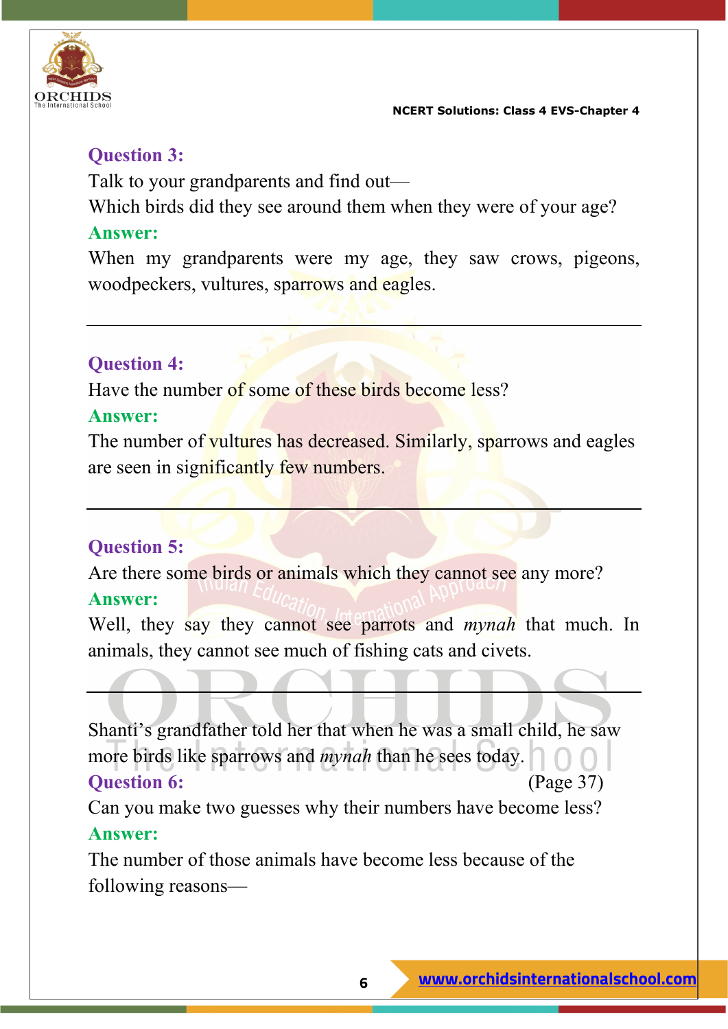### Question 3:

Talk to your grandparents and find out—

Which birds did they see around them when they were of your age?

**Answer:**

When my grandparents were my age, they saw crows, pigeons, woodpeckers, vultures, sparrows and eagles.

---

### Question 4:

Have the number of some of these birds become less?

**Answer:**

The number of vultures has decreased. Similarly, sparrows and eagles are seen in significantly few numbers.

---

### Question 5:

Are there some birds or animals which they cannot see any more?

**Answer:**

Well, they say they cannot see parrots and *mynah* that much. In animals, they cannot see much of fishing cats and civets.

---

Shanti's grandfather told her that when he was a small child, he saw more birds like sparrows and *mynah* than he sees today.

### Question 6: (Page 37)

Can you make two guesses why their numbers have become less?

**Answer:**

The number of those animals have become less because of the following reasons—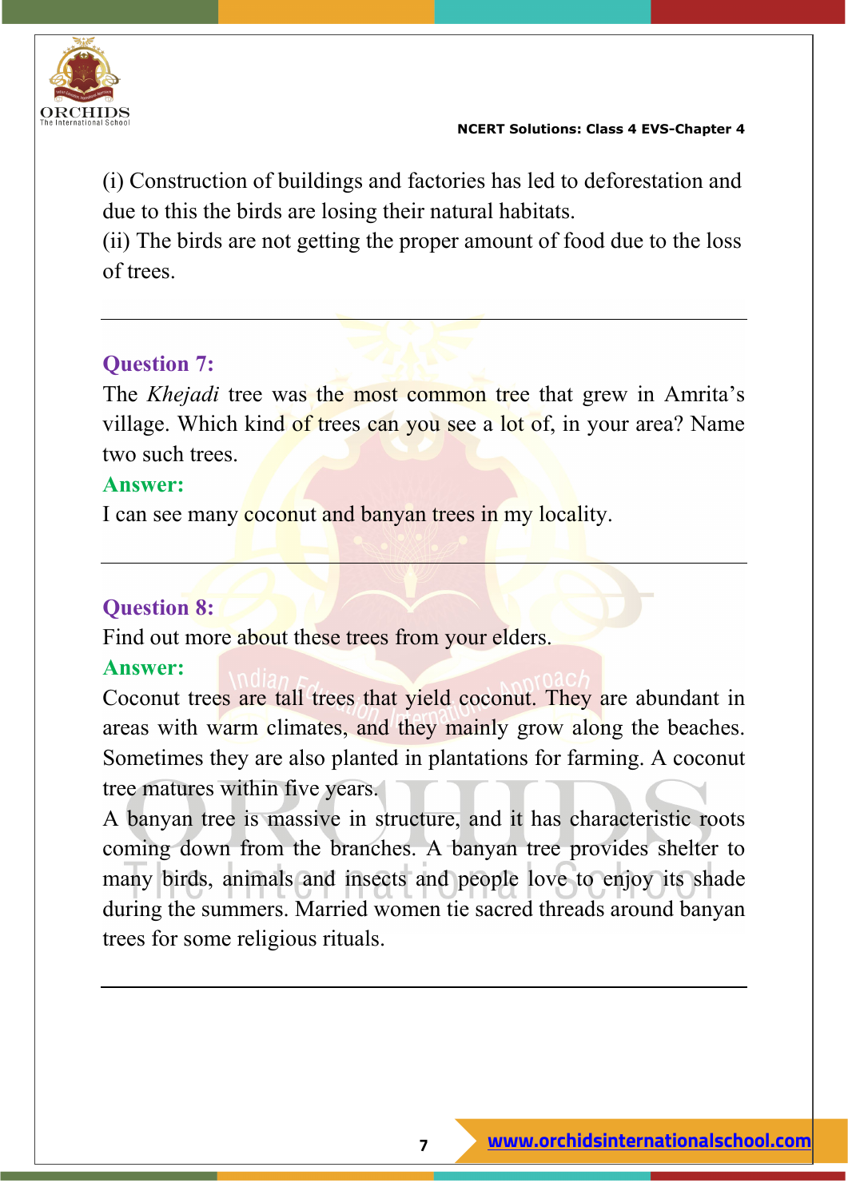(i) Construction of buildings and factories has led to deforestation and due to this the birds are losing their natural habitats.
(ii) The birds are not getting the proper amount of food due to the loss of trees.

---

**Question 7:**

The *Khejadi* tree was the most common tree that grew in Amrita's village. Which kind of trees can you see a lot of, in your area? Name two such trees.

**Answer:**

I can see many coconut and banyan trees in my locality.

---

**Question 8:**

Find out more about these trees from your elders.

**Answer:**

Coconut trees are tall trees that yield coconut. They are abundant in areas with warm climates, and they mainly grow along the beaches. Sometimes they are also planted in plantations for farming. A coconut tree matures within five years.

A banyan tree is massive in structure, and it has characteristic roots coming down from the branches. A banyan tree provides shelter to many birds, animals and insects and people love to enjoy its shade during the summers. Married women tie sacred threads around banyan trees for some religious rituals.

---